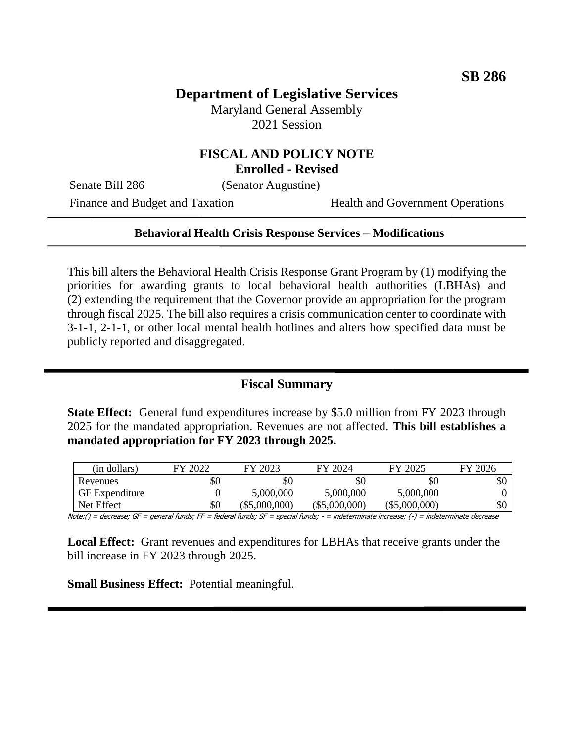**SB 286**

# Department of Legislative Services

Maryland General Assembly
2021 Session

## FISCAL AND POLICY NOTE
**Enrolled - Revised**

Senate Bill 286 (Senator Augustine)

Finance and Budget and Taxation | Health and Government Operations

---

**Behavioral Health Crisis Response Services – Modifications**

---

This bill alters the Behavioral Health Crisis Response Grant Program by (1) modifying the priorities for awarding grants to local behavioral health authorities (LBHAs) and (2) extending the requirement that the Governor provide an appropriation for the program through fiscal 2025. The bill also requires a crisis communication center to coordinate with 3-1-1, 2-1-1, or other local mental health hotlines and alters how specified data must be publicly reported and disaggregated.

---

## Fiscal Summary

**State Effect:** General fund expenditures increase by $5.0 million from FY 2023 through 2025 for the mandated appropriation. Revenues are not affected. **This bill establishes a mandated appropriation for FY 2023 through 2025.**

| (in dollars) | FY 2022 | FY 2023 | FY 2024 | FY 2025 | FY 2026 |
|---|---|---|---|---|---|
| Revenues | $0 | $0 | $0 | $0 | $0 |
| GF Expenditure | 0 | 5,000,000 | 5,000,000 | 5,000,000 | 0 |
| Net Effect | $0 | ($5,000,000) | ($5,000,000) | ($5,000,000) | $0 |

Note:() = decrease; GF = general funds; FF = federal funds; SF = special funds; - = indeterminate increase; (-) = indeterminate decrease

**Local Effect:** Grant revenues and expenditures for LBHAs that receive grants under the bill increase in FY 2023 through 2025.

**Small Business Effect:** Potential meaningful.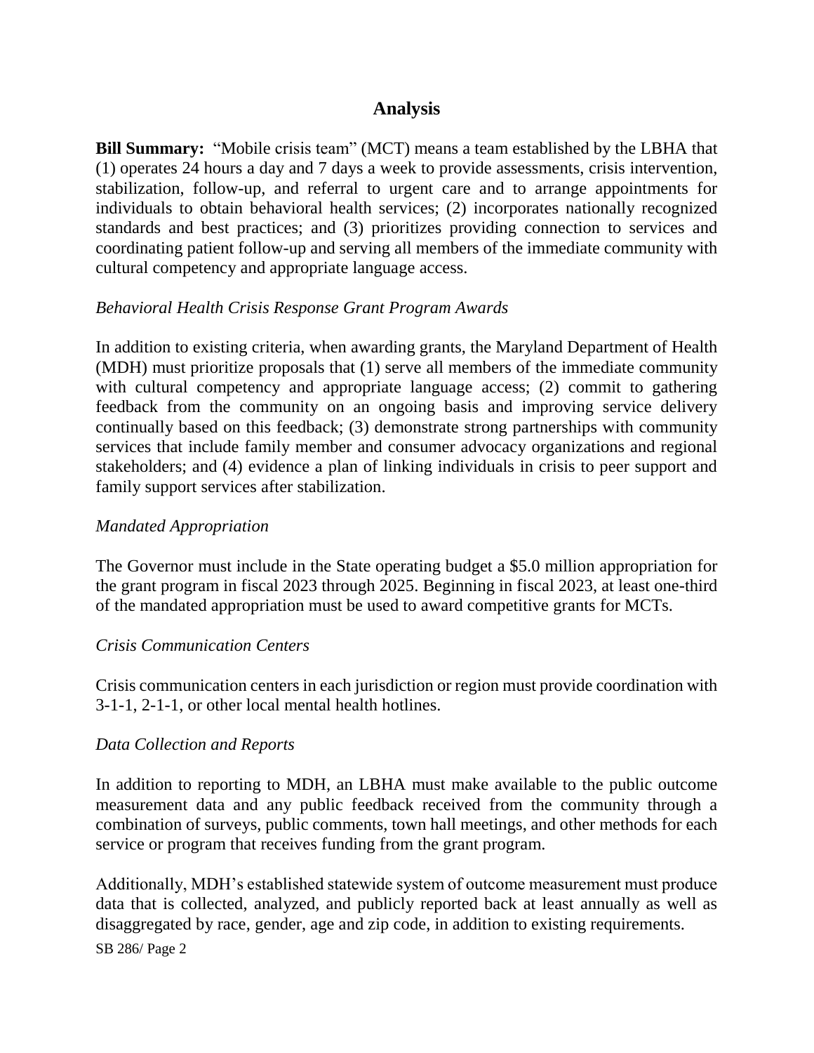## Analysis

**Bill Summary:** "Mobile crisis team" (MCT) means a team established by the LBHA that (1) operates 24 hours a day and 7 days a week to provide assessments, crisis intervention, stabilization, follow-up, and referral to urgent care and to arrange appointments for individuals to obtain behavioral health services; (2) incorporates nationally recognized standards and best practices; and (3) prioritizes providing connection to services and coordinating patient follow-up and serving all members of the immediate community with cultural competency and appropriate language access.

*Behavioral Health Crisis Response Grant Program Awards*

In addition to existing criteria, when awarding grants, the Maryland Department of Health (MDH) must prioritize proposals that (1) serve all members of the immediate community with cultural competency and appropriate language access; (2) commit to gathering feedback from the community on an ongoing basis and improving service delivery continually based on this feedback; (3) demonstrate strong partnerships with community services that include family member and consumer advocacy organizations and regional stakeholders; and (4) evidence a plan of linking individuals in crisis to peer support and family support services after stabilization.

*Mandated Appropriation*

The Governor must include in the State operating budget a $5.0 million appropriation for the grant program in fiscal 2023 through 2025. Beginning in fiscal 2023, at least one-third of the mandated appropriation must be used to award competitive grants for MCTs.

*Crisis Communication Centers*

Crisis communication centers in each jurisdiction or region must provide coordination with 3-1-1, 2-1-1, or other local mental health hotlines.

*Data Collection and Reports*

In addition to reporting to MDH, an LBHA must make available to the public outcome measurement data and any public feedback received from the community through a combination of surveys, public comments, town hall meetings, and other methods for each service or program that receives funding from the grant program.

Additionally, MDH's established statewide system of outcome measurement must produce data that is collected, analyzed, and publicly reported back at least annually as well as disaggregated by race, gender, age and zip code, in addition to existing requirements.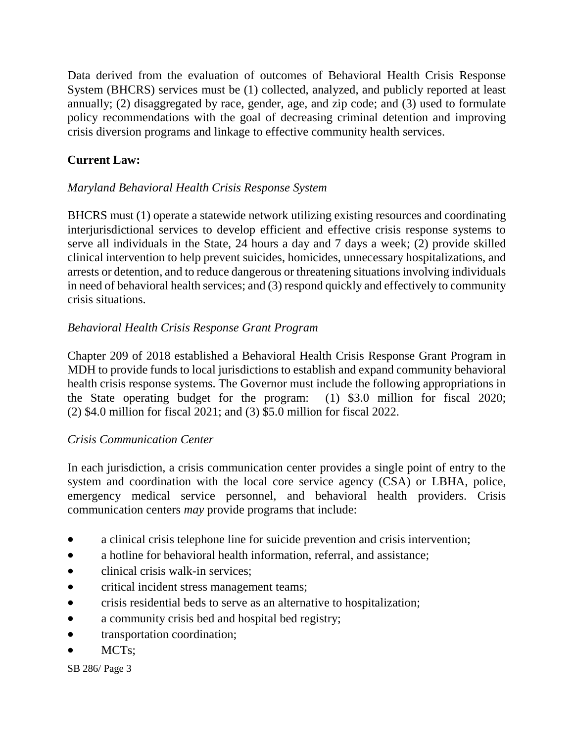Data derived from the evaluation of outcomes of Behavioral Health Crisis Response System (BHCRS) services must be (1) collected, analyzed, and publicly reported at least annually; (2) disaggregated by race, gender, age, and zip code; and (3) used to formulate policy recommendations with the goal of decreasing criminal detention and improving crisis diversion programs and linkage to effective community health services.

**Current Law:**

*Maryland Behavioral Health Crisis Response System*

BHCRS must (1) operate a statewide network utilizing existing resources and coordinating interjurisdictional services to develop efficient and effective crisis response systems to serve all individuals in the State, 24 hours a day and 7 days a week; (2) provide skilled clinical intervention to help prevent suicides, homicides, unnecessary hospitalizations, and arrests or detention, and to reduce dangerous or threatening situations involving individuals in need of behavioral health services; and (3) respond quickly and effectively to community crisis situations.

*Behavioral Health Crisis Response Grant Program*

Chapter 209 of 2018 established a Behavioral Health Crisis Response Grant Program in MDH to provide funds to local jurisdictions to establish and expand community behavioral health crisis response systems. The Governor must include the following appropriations in the State operating budget for the program: (1) $3.0 million for fiscal 2020; (2) $4.0 million for fiscal 2021; and (3) $5.0 million for fiscal 2022.

*Crisis Communication Center*

In each jurisdiction, a crisis communication center provides a single point of entry to the system and coordination with the local core service agency (CSA) or LBHA, police, emergency medical service personnel, and behavioral health providers. Crisis communication centers *may* provide programs that include:

- a clinical crisis telephone line for suicide prevention and crisis intervention;
- a hotline for behavioral health information, referral, and assistance;
- clinical crisis walk-in services;
- critical incident stress management teams;
- crisis residential beds to serve as an alternative to hospitalization;
- a community crisis bed and hospital bed registry;
- transportation coordination;
- MCTs;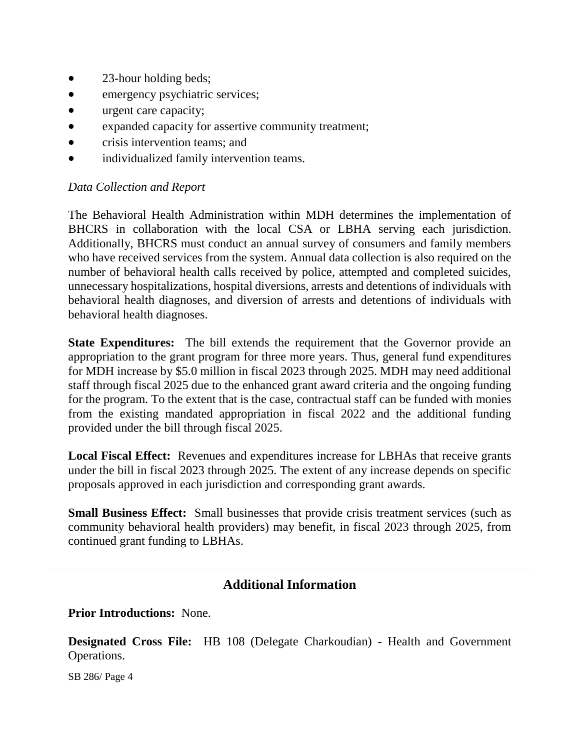- 23-hour holding beds;
- emergency psychiatric services;
- urgent care capacity;
- expanded capacity for assertive community treatment;
- crisis intervention teams; and
- individualized family intervention teams.

*Data Collection and Report*

The Behavioral Health Administration within MDH determines the implementation of BHCRS in collaboration with the local CSA or LBHA serving each jurisdiction. Additionally, BHCRS must conduct an annual survey of consumers and family members who have received services from the system. Annual data collection is also required on the number of behavioral health calls received by police, attempted and completed suicides, unnecessary hospitalizations, hospital diversions, arrests and detentions of individuals with behavioral health diagnoses, and diversion of arrests and detentions of individuals with behavioral health diagnoses.

**State Expenditures:** The bill extends the requirement that the Governor provide an appropriation to the grant program for three more years. Thus, general fund expenditures for MDH increase by $5.0 million in fiscal 2023 through 2025. MDH may need additional staff through fiscal 2025 due to the enhanced grant award criteria and the ongoing funding for the program. To the extent that is the case, contractual staff can be funded with monies from the existing mandated appropriation in fiscal 2022 and the additional funding provided under the bill through fiscal 2025.

**Local Fiscal Effect:** Revenues and expenditures increase for LBHAs that receive grants under the bill in fiscal 2023 through 2025. The extent of any increase depends on specific proposals approved in each jurisdiction and corresponding grant awards.

**Small Business Effect:** Small businesses that provide crisis treatment services (such as community behavioral health providers) may benefit, in fiscal 2023 through 2025, from continued grant funding to LBHAs.

---

## Additional Information

**Prior Introductions:** None.

**Designated Cross File:** HB 108 (Delegate Charkoudian) - Health and Government Operations.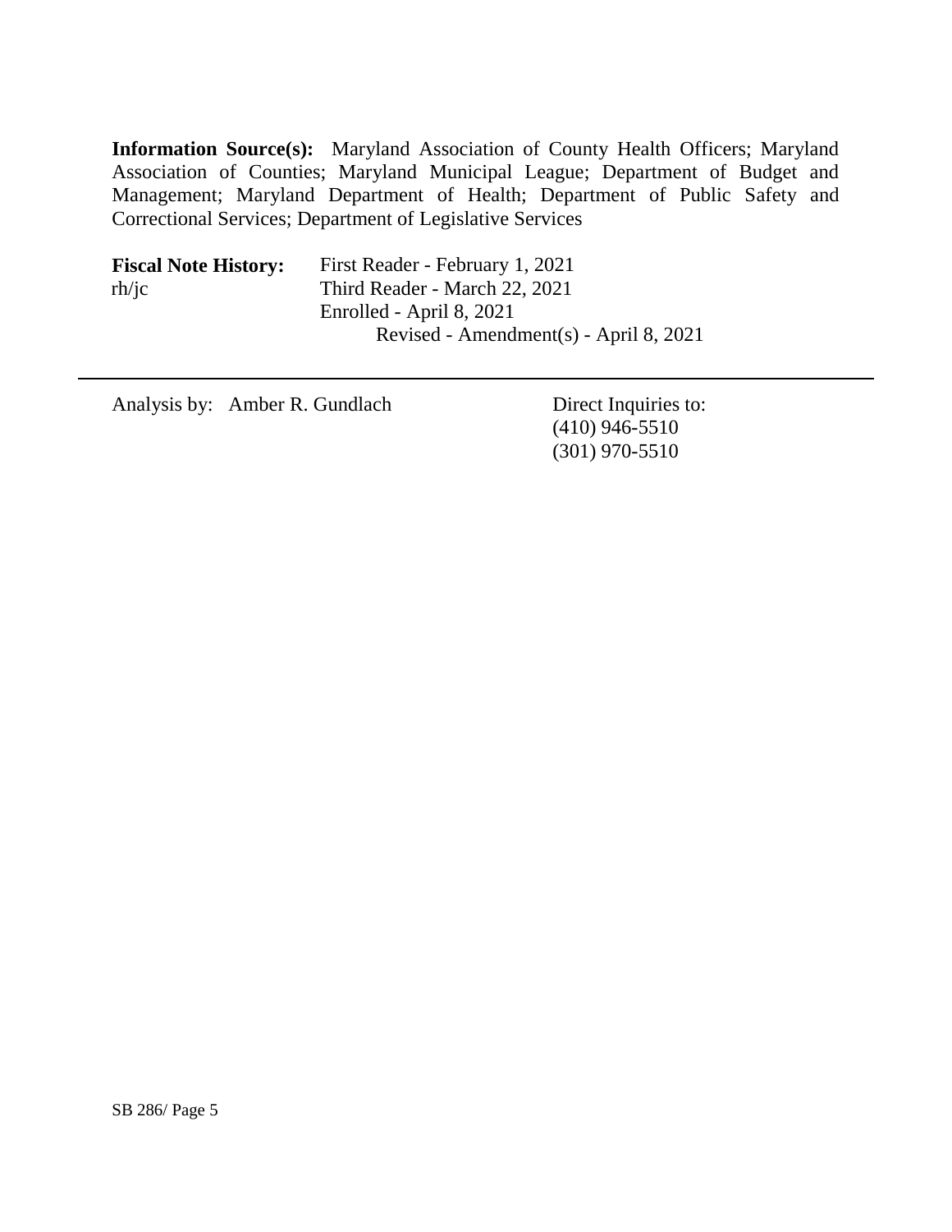**Information Source(s):** Maryland Association of County Health Officers; Maryland Association of Counties; Maryland Municipal League; Department of Budget and Management; Maryland Department of Health; Department of Public Safety and Correctional Services; Department of Legislative Services

**Fiscal Note History:** First Reader - February 1, 2021
rh/jc Third Reader - March 22, 2021
Enrolled - April 8, 2021
Revised - Amendment(s) - April 8, 2021

---

Analysis by: Amber R. Gundlach

Direct Inquiries to:
(410) 946-5510
(301) 970-5510